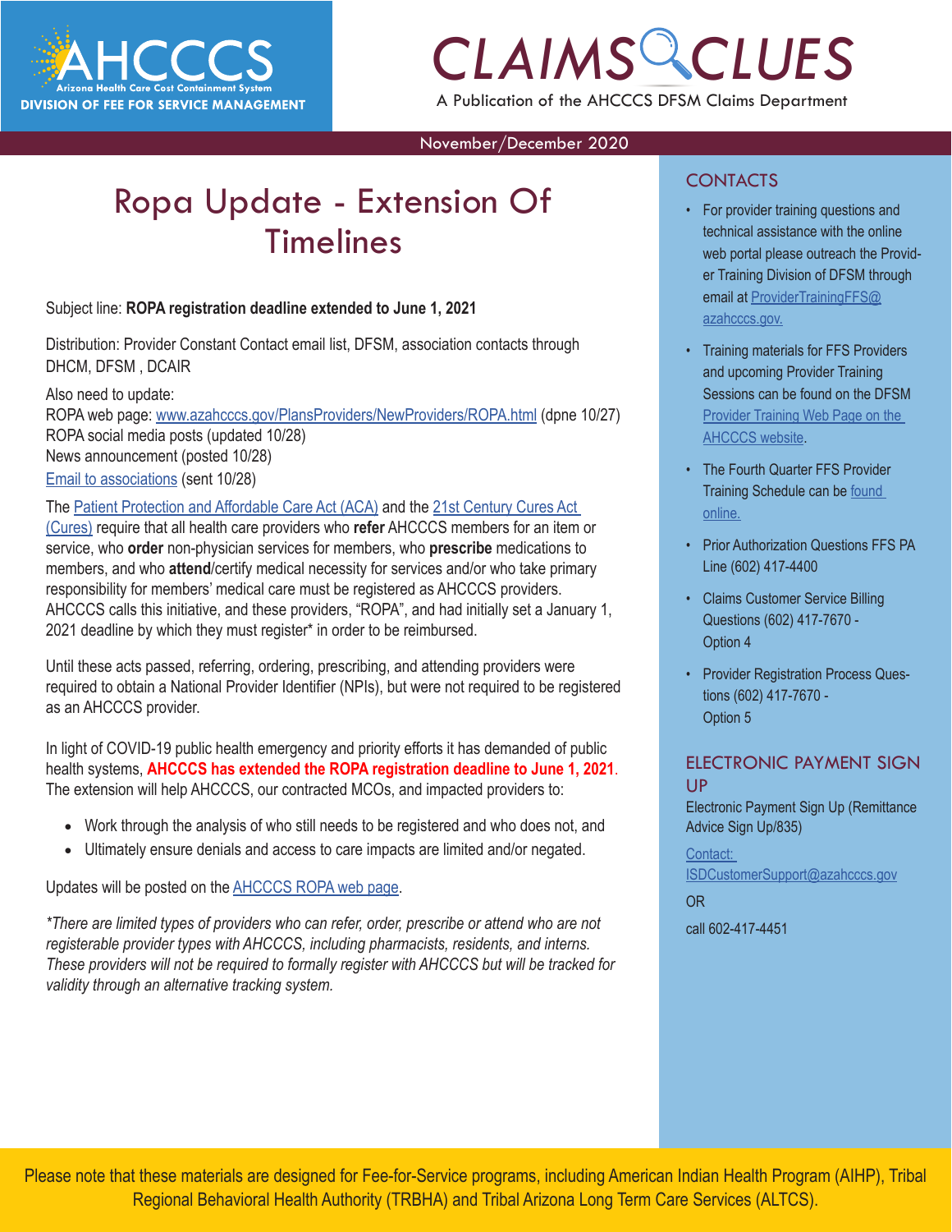# AHCCCS
Arizona Health Care Cost Containment System
DIVISION OF FEE FOR SERVICE MANAGEMENT

# CLAIMS CLUES

A Publication of the AHCCCS DFSM Claims Department

November/December 2020

## Ropa Update - Extension Of Timelines

Subject line: **ROPA registration deadline extended to June 1, 2021**

Distribution: Provider Constant Contact email list, DFSM, association contacts through DHCM, DFSM , DCAIR

Also need to update:
ROPA web page: [www.azahcccs.gov/PlansProviders/NewProviders/ROPA.html](www.azahcccs.gov/PlansProviders/NewProviders/ROPA.html) (dpne 10/27)
ROPA social media posts (updated 10/28)
News announcement (posted 10/28)
Email to associations (sent 10/28)

The Patient Protection and Affordable Care Act (ACA) and the 21st Century Cures Act (Cures) require that all health care providers who **refer** AHCCCS members for an item or service, who **order** non-physician services for members, who **prescribe** medications to members, and who **attend**/certify medical necessity for services and/or who take primary responsibility for members' medical care must be registered as AHCCCS providers. AHCCCS calls this initiative, and these providers, "ROPA", and had initially set a January 1, 2021 deadline by which they must register* in order to be reimbursed.

Until these acts passed, referring, ordering, prescribing, and attending providers were required to obtain a National Provider Identifier (NPIs), but were not required to be registered as an AHCCCS provider.

In light of COVID-19 public health emergency and priority efforts it has demanded of public health systems, **AHCCCS has extended the ROPA registration deadline to June 1, 2021**. The extension will help AHCCCS, our contracted MCOs, and impacted providers to:

- Work through the analysis of who still needs to be registered and who does not, and
- Ultimately ensure denials and access to care impacts are limited and/or negated.

Updates will be posted on the AHCCCS ROPA web page.

*\*There are limited types of providers who can refer, order, prescribe or attend who are not registerable provider types with AHCCCS, including pharmacists, residents, and interns. These providers will not be required to formally register with AHCCCS but will be tracked for validity through an alternative tracking system.*

## CONTACTS

- For provider training questions and technical assistance with the online web portal please outreach the Provider Training Division of DFSM through email at ProviderTrainingFFS@azahcccs.gov.
- Training materials for FFS Providers and upcoming Provider Training Sessions can be found on the DFSM Provider Training Web Page on the AHCCCS website.
- The Fourth Quarter FFS Provider Training Schedule can be found online.
- Prior Authorization Questions FFS PA Line (602) 417-4400
- Claims Customer Service Billing Questions (602) 417-7670 - Option 4
- Provider Registration Process Questions (602) 417-7670 - Option 5

## ELECTRONIC PAYMENT SIGN UP

Electronic Payment Sign Up (Remittance Advice Sign Up/835)

Contact: ISDCustomerSupport@azahcccs.gov

OR

call 602-417-4451

Please note that these materials are designed for Fee-for-Service programs, including American Indian Health Program (AIHP), Tribal Regional Behavioral Health Authority (TRBHA) and Tribal Arizona Long Term Care Services (ALTCS).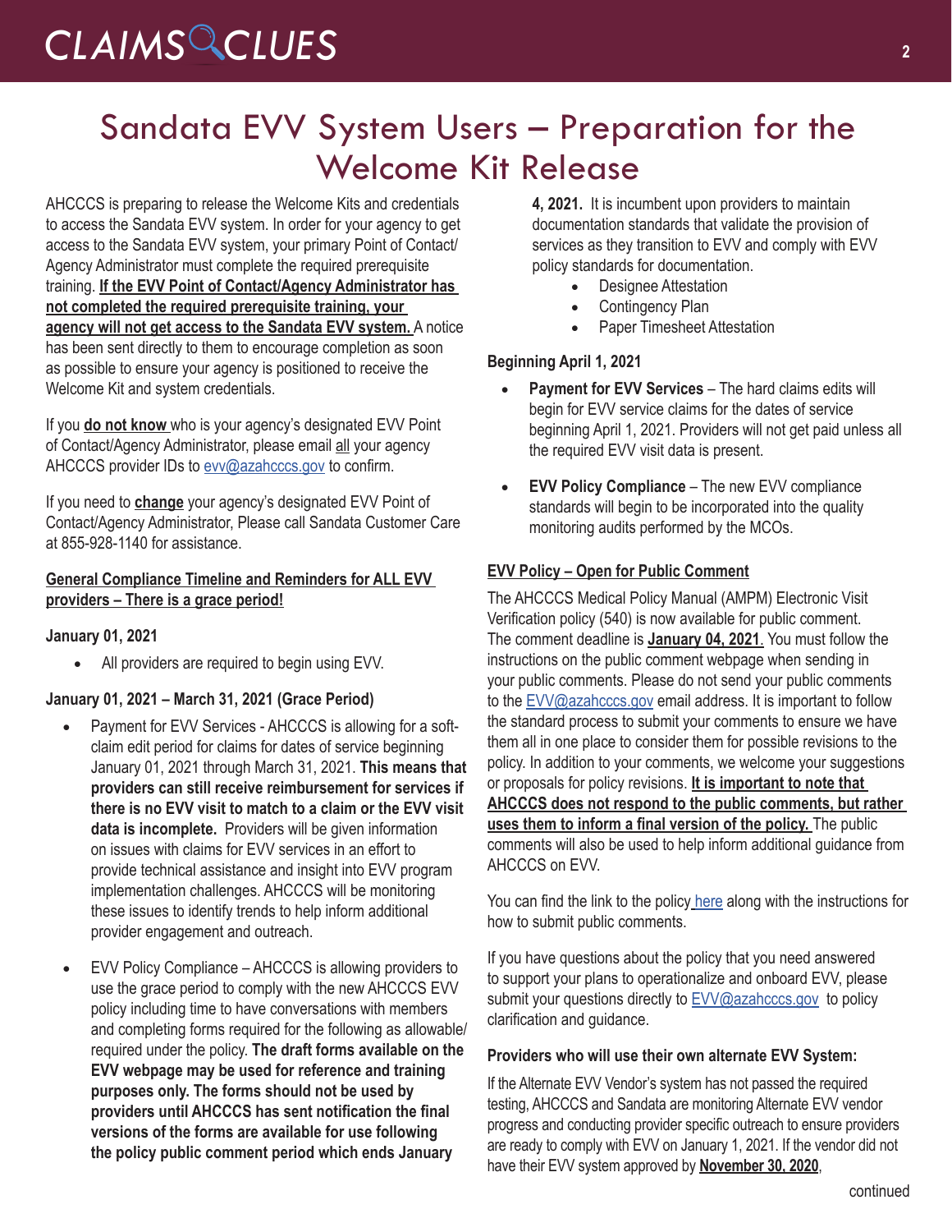# Sandata EVV System Users – Preparation for the Welcome Kit Release

AHCCCS is preparing to release the Welcome Kits and credentials to access the Sandata EVV system. In order for your agency to get access to the Sandata EVV system, your primary Point of Contact/ Agency Administrator must complete the required prerequisite training. **If the EVV Point of Contact/Agency Administrator has not completed the required prerequisite training, your agency will not get access to the Sandata EVV system.** A notice has been sent directly to them to encourage completion as soon as possible to ensure your agency is positioned to receive the Welcome Kit and system credentials.

If you **do not know** who is your agency's designated EVV Point of Contact/Agency Administrator, please email all your agency AHCCCS provider IDs to evv@azahcccs.gov to confirm.

If you need to **change** your agency's designated EVV Point of Contact/Agency Administrator, Please call Sandata Customer Care at 855-928-1140 for assistance.

**General Compliance Timeline and Reminders for ALL EVV providers – There is a grace period!**

**January 01, 2021**

- All providers are required to begin using EVV.

**January 01, 2021 – March 31, 2021 (Grace Period)**

- Payment for EVV Services - AHCCCS is allowing for a soft-claim edit period for claims for dates of service beginning January 01, 2021 through March 31, 2021. **This means that providers can still receive reimbursement for services if there is no EVV visit to match to a claim or the EVV visit data is incomplete.** Providers will be given information on issues with claims for EVV services in an effort to provide technical assistance and insight into EVV program implementation challenges. AHCCCS will be monitoring these issues to identify trends to help inform additional provider engagement and outreach.

- EVV Policy Compliance – AHCCCS is allowing providers to use the grace period to comply with the new AHCCCS EVV policy including time to have conversations with members and completing forms required for the following as allowable/ required under the policy. **The draft forms available on the EVV webpage may be used for reference and training purposes only. The forms should not be used by providers until AHCCCS has sent notification the final versions of the forms are available for use following the policy public comment period which ends January 4, 2021.** It is incumbent upon providers to maintain documentation standards that validate the provision of services as they transition to EVV and comply with EVV policy standards for documentation.
  - Designee Attestation
  - Contingency Plan
  - Paper Timesheet Attestation

**Beginning April 1, 2021**

- **Payment for EVV Services** – The hard claims edits will begin for EVV service claims for the dates of service beginning April 1, 2021. Providers will not get paid unless all the required EVV visit data is present.

- **EVV Policy Compliance** – The new EVV compliance standards will begin to be incorporated into the quality monitoring audits performed by the MCOs.

**EVV Policy – Open for Public Comment**

The AHCCCS Medical Policy Manual (AMPM) Electronic Visit Verification policy (540) is now available for public comment. The comment deadline is **January 04, 2021**. You must follow the instructions on the public comment webpage when sending in your public comments. Please do not send your public comments to the EVV@azahcccs.gov email address. It is important to follow the standard process to submit your comments to ensure we have them all in one place to consider them for possible revisions to the policy. In addition to your comments, we welcome your suggestions or proposals for policy revisions. **It is important to note that AHCCCS does not respond to the public comments, but rather uses them to inform a final version of the policy.** The public comments will also be used to help inform additional guidance from AHCCCS on EVV.

You can find the link to the policy here along with the instructions for how to submit public comments.

If you have questions about the policy that you need answered to support your plans to operationalize and onboard EVV, please submit your questions directly to EVV@azahcccs.gov to policy clarification and guidance.

**Providers who will use their own alternate EVV System:**

If the Alternate EVV Vendor's system has not passed the required testing, AHCCCS and Sandata are monitoring Alternate EVV vendor progress and conducting provider specific outreach to ensure providers are ready to comply with EVV on January 1, 2021. If the vendor did not have their EVV system approved by **November 30, 2020**,

continued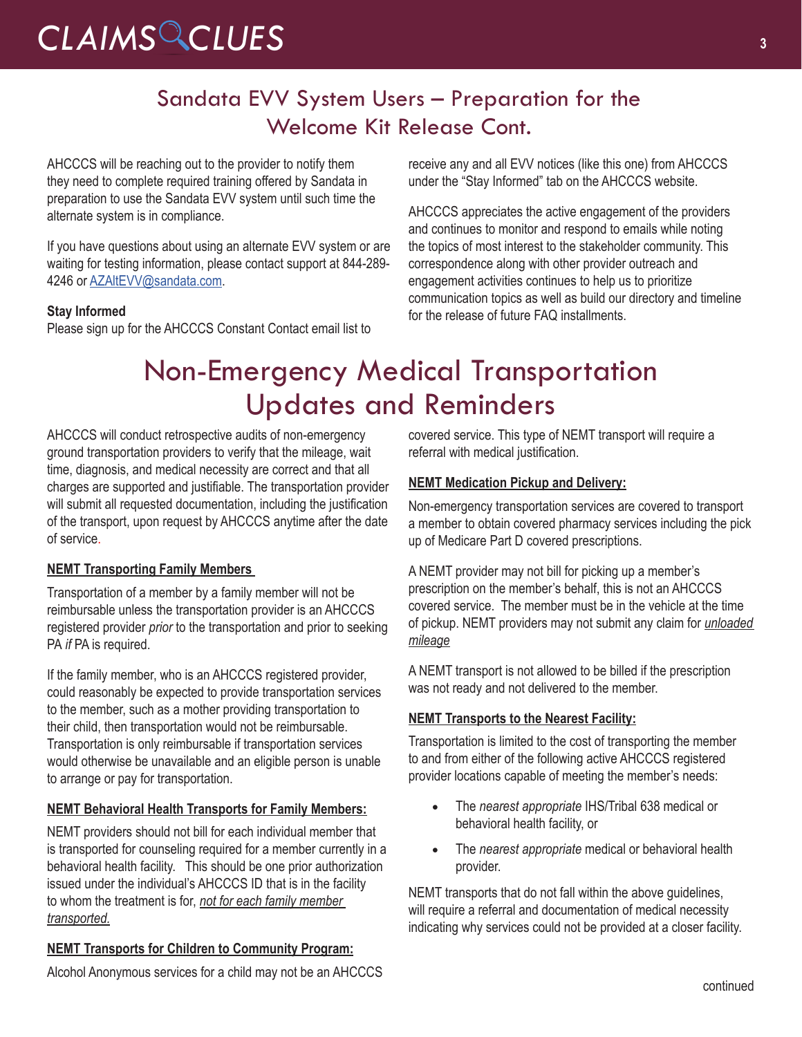## Sandata EVV System Users – Preparation for the Welcome Kit Release Cont.

AHCCCS will be reaching out to the provider to notify them they need to complete required training offered by Sandata in preparation to use the Sandata EVV system until such time the alternate system is in compliance.

If you have questions about using an alternate EVV system or are waiting for testing information, please contact support at 844-289-4246 or AZAltEVV@sandata.com.

**Stay Informed**

Please sign up for the AHCCCS Constant Contact email list to receive any and all EVV notices (like this one) from AHCCCS under the "Stay Informed" tab on the AHCCCS website.

AHCCCS appreciates the active engagement of the providers and continues to monitor and respond to emails while noting the topics of most interest to the stakeholder community. This correspondence along with other provider outreach and engagement activities continues to help us to prioritize communication topics as well as build our directory and timeline for the release of future FAQ installments.

# Non-Emergency Medical Transportation Updates and Reminders

AHCCCS will conduct retrospective audits of non-emergency ground transportation providers to verify that the mileage, wait time, diagnosis, and medical necessity are correct and that all charges are supported and justifiable. The transportation provider will submit all requested documentation, including the justification of the transport, upon request by AHCCCS anytime after the date of service.

**NEMT Transporting Family Members**

Transportation of a member by a family member will not be reimbursable unless the transportation provider is an AHCCCS registered provider *prior* to the transportation and prior to seeking PA *if* PA is required.

If the family member, who is an AHCCCS registered provider, could reasonably be expected to provide transportation services to the member, such as a mother providing transportation to their child, then transportation would not be reimbursable. Transportation is only reimbursable if transportation services would otherwise be unavailable and an eligible person is unable to arrange or pay for transportation.

**NEMT Behavioral Health Transports for Family Members:**

NEMT providers should not bill for each individual member that is transported for counseling required for a member currently in a behavioral health facility. This should be one prior authorization issued under the individual's AHCCCS ID that is in the facility to whom the treatment is for, *not for each family member transported.*

**NEMT Transports for Children to Community Program:**

Alcohol Anonymous services for a child may not be an AHCCCS covered service. This type of NEMT transport will require a referral with medical justification.

**NEMT Medication Pickup and Delivery:**

Non-emergency transportation services are covered to transport a member to obtain covered pharmacy services including the pick up of Medicare Part D covered prescriptions.

A NEMT provider may not bill for picking up a member's prescription on the member's behalf, this is not an AHCCCS covered service. The member must be in the vehicle at the time of pickup. NEMT providers may not submit any claim for *unloaded mileage*

A NEMT transport is not allowed to be billed if the prescription was not ready and not delivered to the member.

**NEMT Transports to the Nearest Facility:**

Transportation is limited to the cost of transporting the member to and from either of the following active AHCCCS registered provider locations capable of meeting the member's needs:

- The *nearest appropriate* IHS/Tribal 638 medical or behavioral health facility, or
- The *nearest appropriate* medical or behavioral health provider.

NEMT transports that do not fall within the above guidelines, will require a referral and documentation of medical necessity indicating why services could not be provided at a closer facility.

continued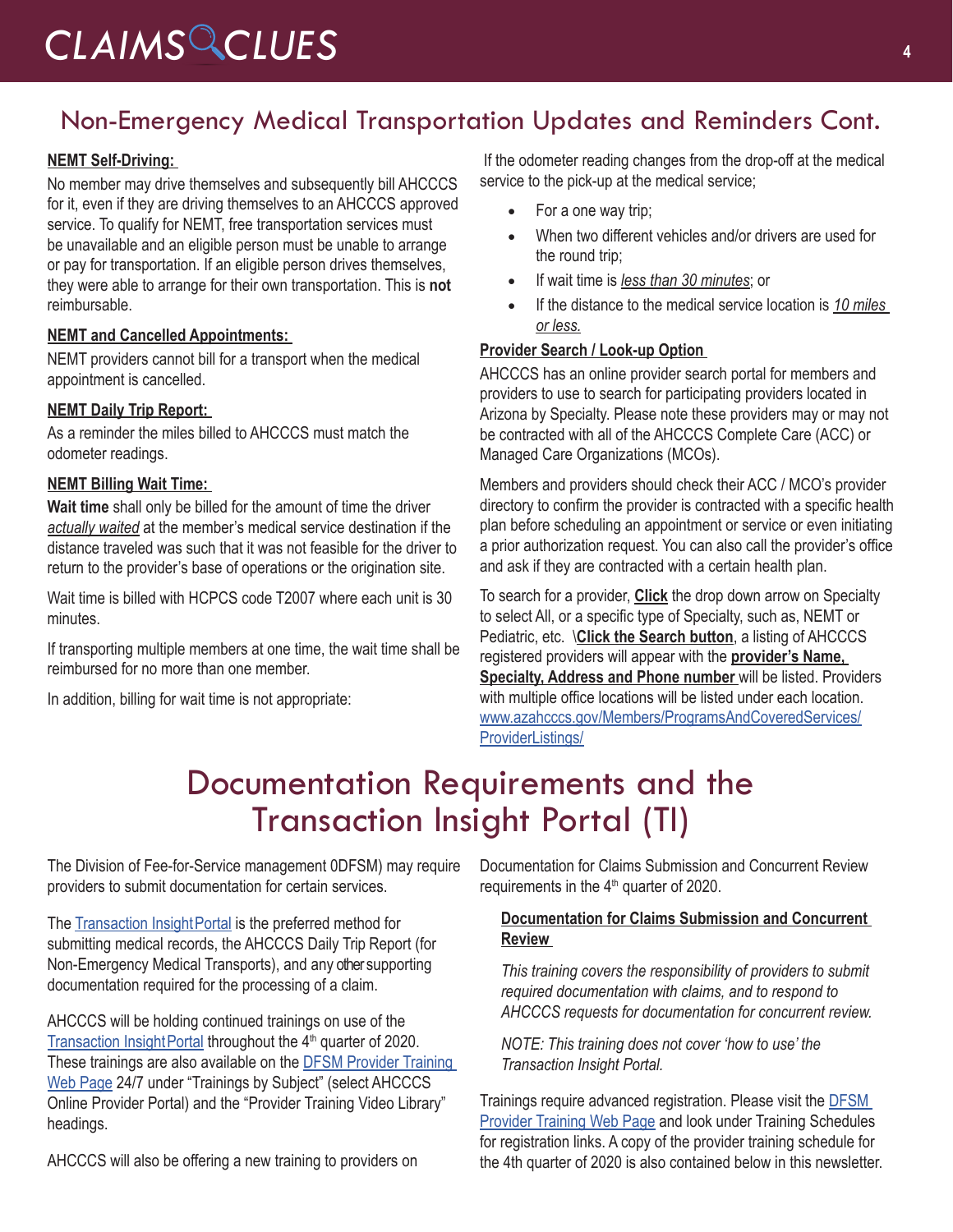## Non-Emergency Medical Transportation Updates and Reminders Cont.

**NEMT Self-Driving:**

No member may drive themselves and subsequently bill AHCCCS for it, even if they are driving themselves to an AHCCCS approved service. To qualify for NEMT, free transportation services must be unavailable and an eligible person must be unable to arrange or pay for transportation. If an eligible person drives themselves, they were able to arrange for their own transportation. This is **not** reimbursable.

**NEMT and Cancelled Appointments:**

NEMT providers cannot bill for a transport when the medical appointment is cancelled.

**NEMT Daily Trip Report:**

As a reminder the miles billed to AHCCCS must match the odometer readings.

**NEMT Billing Wait Time:**

**Wait time** shall only be billed for the amount of time the driver *actually waited* at the member's medical service destination if the distance traveled was such that it was not feasible for the driver to return to the provider's base of operations or the origination site.

Wait time is billed with HCPCS code T2007 where each unit is 30 minutes.

If transporting multiple members at one time, the wait time shall be reimbursed for no more than one member.

In addition, billing for wait time is not appropriate:

If the odometer reading changes from the drop-off at the medical service to the pick-up at the medical service;

- For a one way trip;
- When two different vehicles and/or drivers are used for the round trip;
- If wait time is *less than 30 minutes*; or
- If the distance to the medical service location is *10 miles or less.*

**Provider Search / Look-up Option**

AHCCCS has an online provider search portal for members and providers to use to search for participating providers located in Arizona by Specialty. Please note these providers may or may not be contracted with all of the AHCCCS Complete Care (ACC) or Managed Care Organizations (MCOs).

Members and providers should check their ACC / MCO's provider directory to confirm the provider is contracted with a specific health plan before scheduling an appointment or service or even initiating a prior authorization request. You can also call the provider's office and ask if they are contracted with a certain health plan.

To search for a provider, **Click** the drop down arrow on Specialty to select All, or a specific type of Specialty, such as, NEMT or Pediatric, etc. \**Click the Search button**, a listing of AHCCCS registered providers will appear with the **provider's Name, Specialty, Address and Phone number** will be listed. Providers with multiple office locations will be listed under each location. www.azahcccs.gov/Members/ProgramsAndCoveredServices/ProviderListings/

# Documentation Requirements and the Transaction Insight Portal (TI)

The Division of Fee-for-Service management 0DFSM) may require providers to submit documentation for certain services.

The Transaction Insight Portal is the preferred method for submitting medical records, the AHCCCS Daily Trip Report (for Non-Emergency Medical Transports), and any other supporting documentation required for the processing of a claim.

AHCCCS will be holding continued trainings on use of the Transaction Insight Portal throughout the 4th quarter of 2020. These trainings are also available on the DFSM Provider Training Web Page 24/7 under "Trainings by Subject" (select AHCCCS Online Provider Portal) and the "Provider Training Video Library" headings.

AHCCCS will also be offering a new training to providers on Documentation for Claims Submission and Concurrent Review requirements in the 4th quarter of 2020.

**Documentation for Claims Submission and Concurrent Review**

*This training covers the responsibility of providers to submit required documentation with claims, and to respond to AHCCCS requests for documentation for concurrent review.*

*NOTE: This training does not cover 'how to use' the Transaction Insight Portal.*

Trainings require advanced registration. Please visit the DFSM Provider Training Web Page and look under Training Schedules for registration links. A copy of the provider training schedule for the 4th quarter of 2020 is also contained below in this newsletter.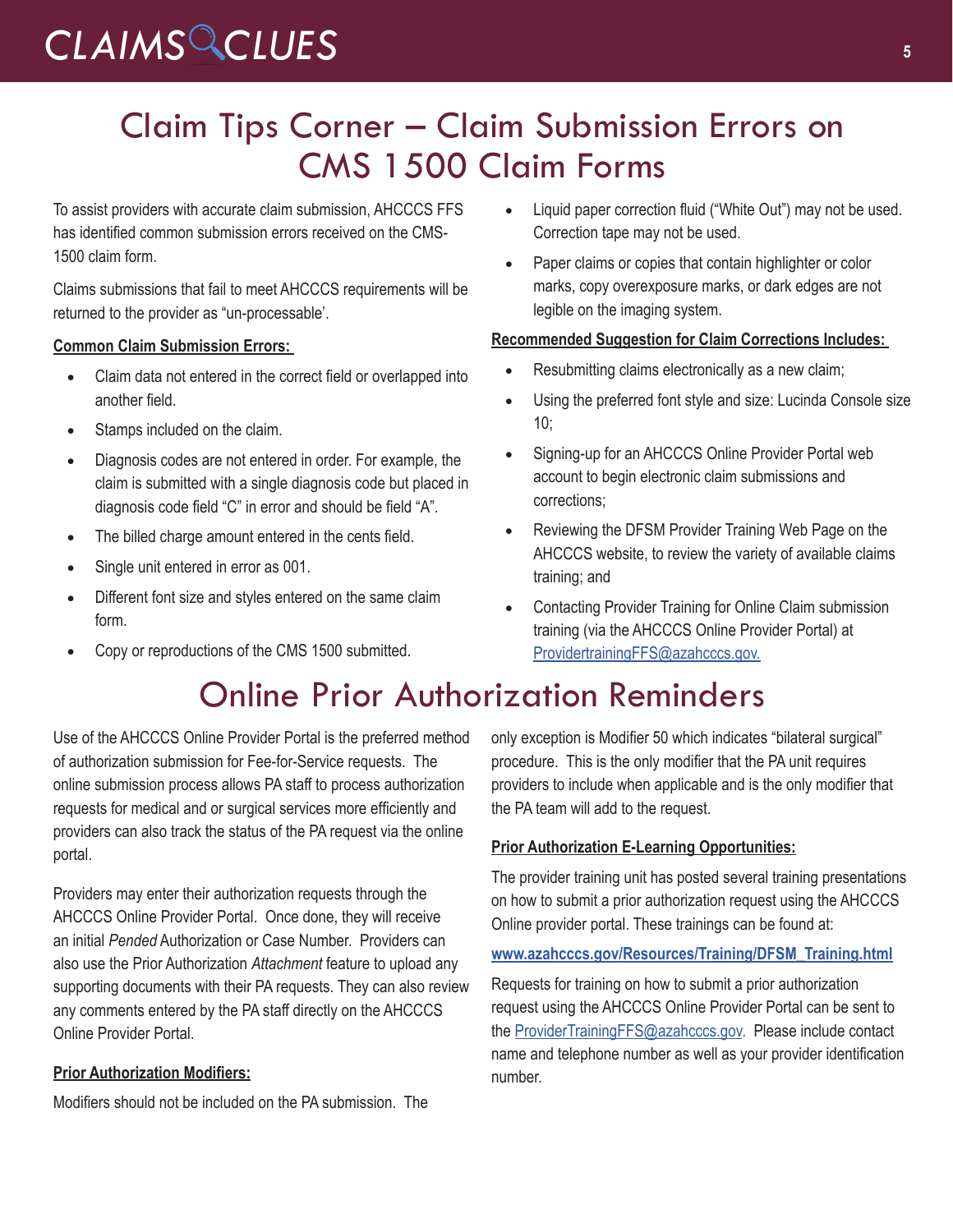# Claim Tips Corner – Claim Submission Errors on CMS 1500 Claim Forms

To assist providers with accurate claim submission, AHCCCS FFS has identified common submission errors received on the CMS-1500 claim form.

Claims submissions that fail to meet AHCCCS requirements will be returned to the provider as "un-processable'.

**Common Claim Submission Errors:**

- Claim data not entered in the correct field or overlapped into another field.
- Stamps included on the claim.
- Diagnosis codes are not entered in order. For example, the claim is submitted with a single diagnosis code but placed in diagnosis code field "C" in error and should be field "A".
- The billed charge amount entered in the cents field.
- Single unit entered in error as 001.
- Different font size and styles entered on the same claim form.
- Copy or reproductions of the CMS 1500 submitted.
- Liquid paper correction fluid ("White Out") may not be used. Correction tape may not be used.
- Paper claims or copies that contain highlighter or color marks, copy overexposure marks, or dark edges are not legible on the imaging system.

**Recommended Suggestion for Claim Corrections Includes:**

- Resubmitting claims electronically as a new claim;
- Using the preferred font style and size: Lucinda Console size 10;
- Signing-up for an AHCCCS Online Provider Portal web account to begin electronic claim submissions and corrections;
- Reviewing the DFSM Provider Training Web Page on the AHCCCS website, to review the variety of available claims training; and
- Contacting Provider Training for Online Claim submission training (via the AHCCCS Online Provider Portal) at ProvidertrainingFFS@azahcccs.gov.

# Online Prior Authorization Reminders

Use of the AHCCCS Online Provider Portal is the preferred method of authorization submission for Fee-for-Service requests. The online submission process allows PA staff to process authorization requests for medical and or surgical services more efficiently and providers can also track the status of the PA request via the online portal.

Providers may enter their authorization requests through the AHCCCS Online Provider Portal. Once done, they will receive an initial *Pended* Authorization or Case Number. Providers can also use the Prior Authorization *Attachment* feature to upload any supporting documents with their PA requests. They can also review any comments entered by the PA staff directly on the AHCCCS Online Provider Portal.

**Prior Authorization Modifiers:**

Modifiers should not be included on the PA submission. The only exception is Modifier 50 which indicates "bilateral surgical" procedure. This is the only modifier that the PA unit requires providers to include when applicable and is the only modifier that the PA team will add to the request.

**Prior Authorization E-Learning Opportunities:**

The provider training unit has posted several training presentations on how to submit a prior authorization request using the AHCCCS Online provider portal. These trainings can be found at:

**www.azahcccs.gov/Resources/Training/DFSM_Training.html**

Requests for training on how to submit a prior authorization request using the AHCCCS Online Provider Portal can be sent to the ProviderTrainingFFS@azahcccs.gov. Please include contact name and telephone number as well as your provider identification number.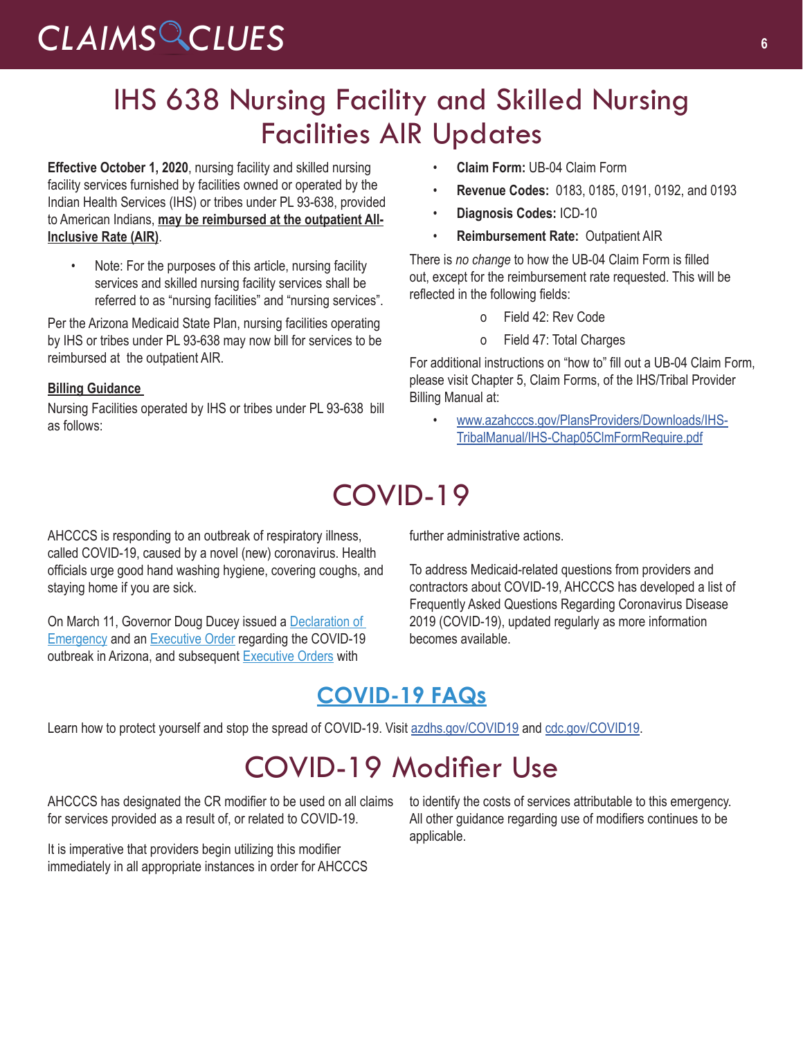# IHS 638 Nursing Facility and Skilled Nursing Facilities AIR Updates

**Effective October 1, 2020**, nursing facility and skilled nursing facility services furnished by facilities owned or operated by the Indian Health Services (IHS) or tribes under PL 93-638, provided to American Indians, **may be reimbursed at the outpatient All-Inclusive Rate (AIR)**.

- Note: For the purposes of this article, nursing facility services and skilled nursing facility services shall be referred to as "nursing facilities" and "nursing services".

Per the Arizona Medicaid State Plan, nursing facilities operating by IHS or tribes under PL 93-638 may now bill for services to be reimbursed at the outpatient AIR.

**Billing Guidance**

Nursing Facilities operated by IHS or tribes under PL 93-638 bill as follows:

- **Claim Form:** UB-04 Claim Form
- **Revenue Codes:** 0183, 0185, 0191, 0192, and 0193
- **Diagnosis Codes:** ICD-10
- **Reimbursement Rate:** Outpatient AIR

There is *no change* to how the UB-04 Claim Form is filled out, except for the reimbursement rate requested. This will be reflected in the following fields:

- Field 42: Rev Code
- Field 47: Total Charges

For additional instructions on "how to" fill out a UB-04 Claim Form, please visit Chapter 5, Claim Forms, of the IHS/Tribal Provider Billing Manual at:

- [www.azahcccs.gov/PlansProviders/Downloads/IHS-TribalManual/IHS-Chap05ClmFormRequire.pdf](www.azahcccs.gov/PlansProviders/Downloads/IHS-TribalManual/IHS-Chap05ClmFormRequire.pdf)

# COVID-19

AHCCCS is responding to an outbreak of respiratory illness, called COVID-19, caused by a novel (new) coronavirus. Health officials urge good hand washing hygiene, covering coughs, and staying home if you are sick.

On March 11, Governor Doug Ducey issued a Declaration of Emergency and an Executive Order regarding the COVID-19 outbreak in Arizona, and subsequent Executive Orders with further administrative actions.

To address Medicaid-related questions from providers and contractors about COVID-19, AHCCCS has developed a list of Frequently Asked Questions Regarding Coronavirus Disease 2019 (COVID-19), updated regularly as more information becomes available.

## COVID-19 FAQs

Learn how to protect yourself and stop the spread of COVID-19. Visit azdhs.gov/COVID19 and cdc.gov/COVID19.

# COVID-19 Modifier Use

AHCCCS has designated the CR modifier to be used on all claims for services provided as a result of, or related to COVID-19.

It is imperative that providers begin utilizing this modifier immediately in all appropriate instances in order for AHCCCS to identify the costs of services attributable to this emergency. All other guidance regarding use of modifiers continues to be applicable.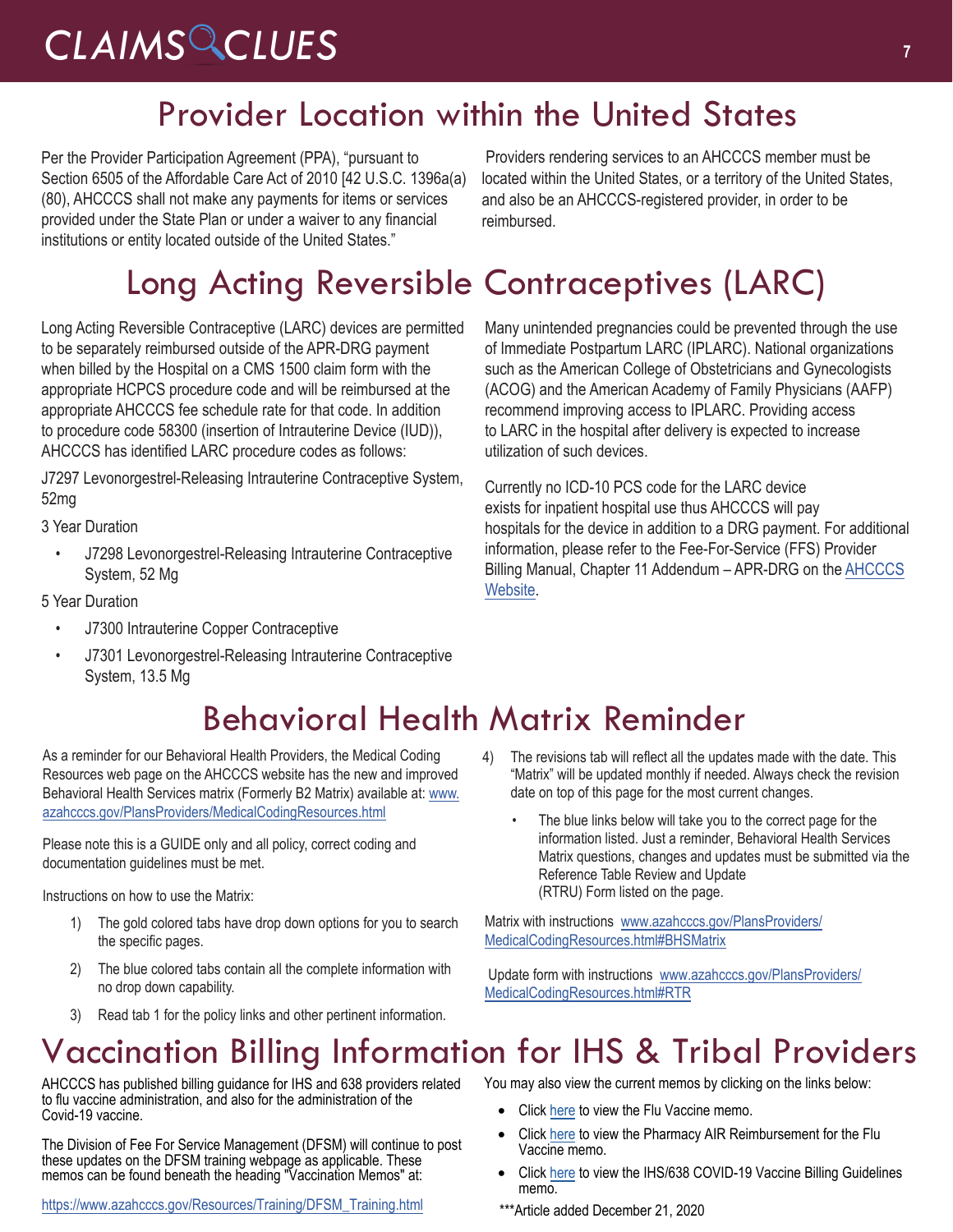## Provider Location within the United States

Per the Provider Participation Agreement (PPA), "pursuant to Section 6505 of the Affordable Care Act of 2010 [42 U.S.C. 1396a(a)(80), AHCCCS shall not make any payments for items or services provided under the State Plan or under a waiver to any financial institutions or entity located outside of the United States."

Providers rendering services to an AHCCCS member must be located within the United States, or a territory of the United States, and also be an AHCCCS-registered provider, in order to be reimbursed.

## Long Acting Reversible Contraceptives (LARC)

Long Acting Reversible Contraceptive (LARC) devices are permitted to be separately reimbursed outside of the APR-DRG payment when billed by the Hospital on a CMS 1500 claim form with the appropriate HCPCS procedure code and will be reimbursed at the appropriate AHCCCS fee schedule rate for that code. In addition to procedure code 58300 (insertion of Intrauterine Device (IUD)), AHCCCS has identified LARC procedure codes as follows:

J7297 Levonorgestrel-Releasing Intrauterine Contraceptive System, 52mg

3 Year Duration

- J7298 Levonorgestrel-Releasing Intrauterine Contraceptive System, 52 Mg

5 Year Duration

- J7300 Intrauterine Copper Contraceptive
- J7301 Levonorgestrel-Releasing Intrauterine Contraceptive System, 13.5 Mg

Many unintended pregnancies could be prevented through the use of Immediate Postpartum LARC (IPLARC). National organizations such as the American College of Obstetricians and Gynecologists (ACOG) and the American Academy of Family Physicians (AAFP) recommend improving access to IPLARC. Providing access to LARC in the hospital after delivery is expected to increase utilization of such devices.

Currently no ICD-10 PCS code for the LARC device exists for inpatient hospital use thus AHCCCS will pay hospitals for the device in addition to a DRG payment. For additional information, please refer to the Fee-For-Service (FFS) Provider Billing Manual, Chapter 11 Addendum – APR-DRG on the AHCCCS Website.

## Behavioral Health Matrix Reminder

As a reminder for our Behavioral Health Providers, the Medical Coding Resources web page on the AHCCCS website has the new and improved Behavioral Health Services matrix (Formerly B2 Matrix) available at: www.azahcccs.gov/PlansProviders/MedicalCodingResources.html

Please note this is a GUIDE only and all policy, correct coding and documentation guidelines must be met.

Instructions on how to use the Matrix:

1) The gold colored tabs have drop down options for you to search the specific pages.
2) The blue colored tabs contain all the complete information with no drop down capability.
3) Read tab 1 for the policy links and other pertinent information.
4) The revisions tab will reflect all the updates made with the date. This "Matrix" will be updated monthly if needed. Always check the revision date on top of this page for the most current changes.
   - The blue links below will take you to the correct page for the information listed. Just a reminder, Behavioral Health Services Matrix questions, changes and updates must be submitted via the Reference Table Review and Update (RTRU) Form listed on the page.

Matrix with instructions www.azahcccs.gov/PlansProviders/MedicalCodingResources.html#BHSMatrix

Update form with instructions www.azahcccs.gov/PlansProviders/MedicalCodingResources.html#RTR

## Vaccination Billing Information for IHS & Tribal Providers

AHCCCS has published billing guidance for IHS and 638 providers related to flu vaccine administration, and also for the administration of the Covid-19 vaccine.

The Division of Fee For Service Management (DFSM) will continue to post these updates on the DFSM training webpage as applicable. These memos can be found beneath the heading "Vaccination Memos" at:

https://www.azahcccs.gov/Resources/Training/DFSM_Training.html

You may also view the current memos by clicking on the links below:

- Click here to view the Flu Vaccine memo.
- Click here to view the Pharmacy AIR Reimbursement for the Flu Vaccine memo.
- Click here to view the IHS/638 COVID-19 Vaccine Billing Guidelines memo.

***Article added December 21, 2020